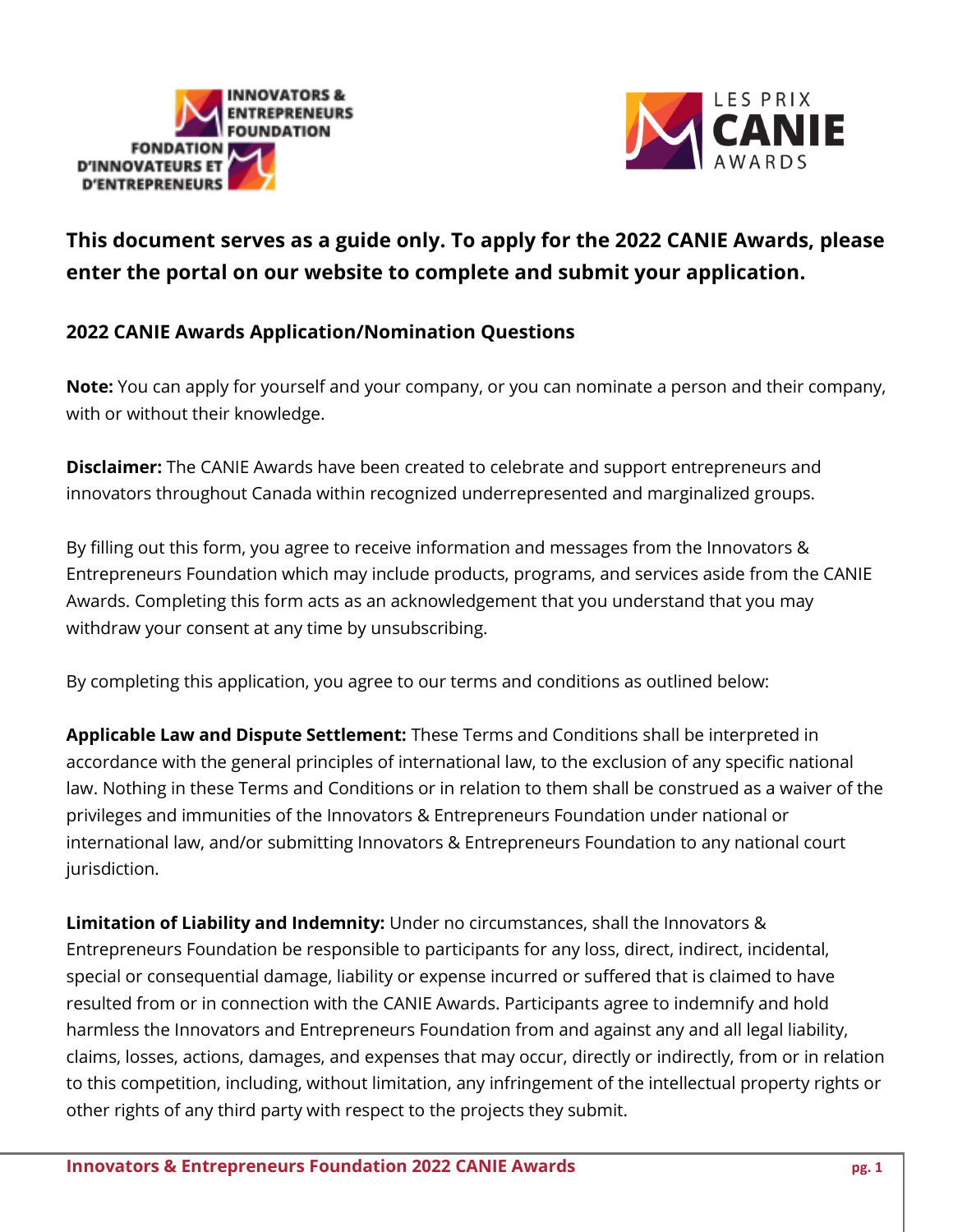**This document serves as a guide only. To apply for the 2022 CANIE Awards, please enter the portal on our website to complete and submit your application.**

## 2022 CANIE Awards Application/Nomination Questions

**Note:** You can apply for yourself and your company, or you can nominate a person and their company, with or without their knowledge.

**Disclaimer:** The CANIE Awards have been created to celebrate and support entrepreneurs and innovators throughout Canada within recognized underrepresented and marginalized groups.

By filling out this form, you agree to receive information and messages from the Innovators & Entrepreneurs Foundation which may include products, programs, and services aside from the CANIE Awards. Completing this form acts as an acknowledgement that you understand that you may withdraw your consent at any time by unsubscribing.

By completing this application, you agree to our terms and conditions as outlined below:

**Applicable Law and Dispute Settlement:** These Terms and Conditions shall be interpreted in accordance with the general principles of international law, to the exclusion of any specific national law. Nothing in these Terms and Conditions or in relation to them shall be construed as a waiver of the privileges and immunities of the Innovators & Entrepreneurs Foundation under national or international law, and/or submitting Innovators & Entrepreneurs Foundation to any national court jurisdiction.

**Limitation of Liability and Indemnity:** Under no circumstances, shall the Innovators & Entrepreneurs Foundation be responsible to participants for any loss, direct, indirect, incidental, special or consequential damage, liability or expense incurred or suffered that is claimed to have resulted from or in connection with the CANIE Awards. Participants agree to indemnify and hold harmless the Innovators and Entrepreneurs Foundation from and against any and all legal liability, claims, losses, actions, damages, and expenses that may occur, directly or indirectly, from or in relation to this competition, including, without limitation, any infringement of the intellectual property rights or other rights of any third party with respect to the projects they submit.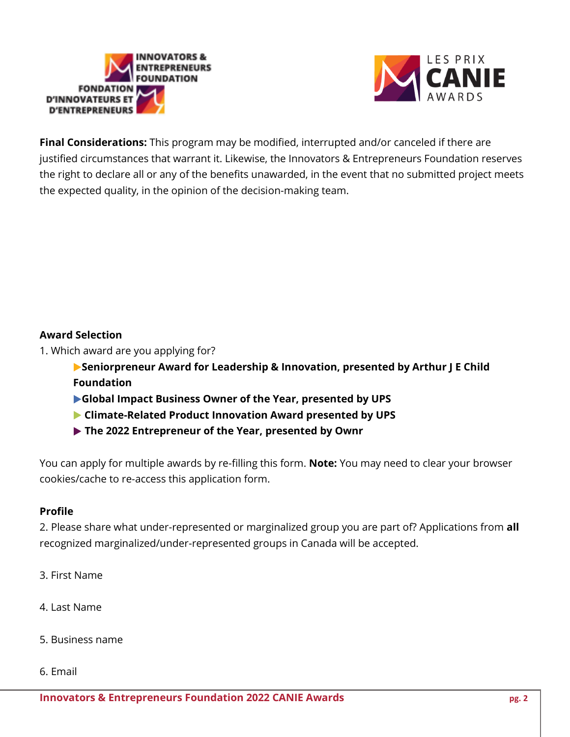**Final Considerations:** This program may be modified, interrupted and/or canceled if there are justified circumstances that warrant it. Likewise, the Innovators & Entrepreneurs Foundation reserves the right to declare all or any of the benefits unawarded, in the event that no submitted project meets the expected quality, in the opinion of the decision-making team.

**Award Selection**

1. Which award are you applying for?
   - ▶**Seniorpreneur Award for Leadership & Innovation, presented by Arthur J E Child Foundation**
   - ▶**Global Impact Business Owner of the Year, presented by UPS**
   - ▶ **Climate-Related Product Innovation Award presented by UPS**
   - ▶ **The 2022 Entrepreneur of the Year, presented by Ownr**

You can apply for multiple awards by re-filling this form. **Note:** You may need to clear your browser cookies/cache to re-access this application form.

**Profile**

2. Please share what under-represented or marginalized group you are part of? Applications from **all** recognized marginalized/under-represented groups in Canada will be accepted.

3. First Name

4. Last Name

5. Business name

6. Email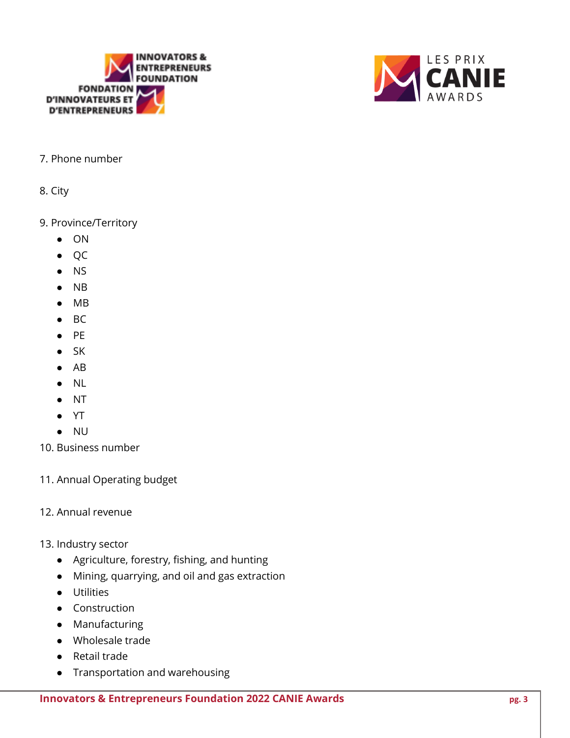7. Phone number

8. City

9. Province/Territory

- ON
- QC
- NS
- NB
- MB
- BC
- PE
- SK
- AB
- NL
- NT
- YT
- NU

10. Business number

11. Annual Operating budget

12. Annual revenue

13. Industry sector

- Agriculture, forestry, fishing, and hunting
- Mining, quarrying, and oil and gas extraction
- Utilities
- Construction
- Manufacturing
- Wholesale trade
- Retail trade
- Transportation and warehousing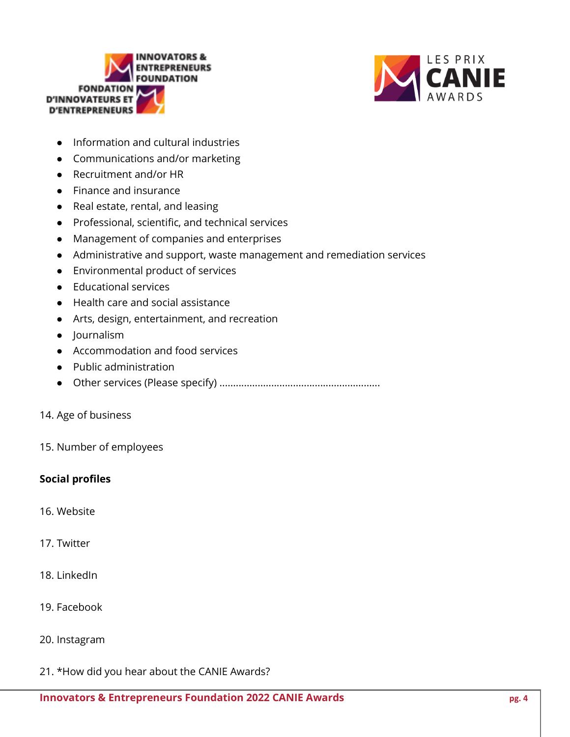- Information and cultural industries
- Communications and/or marketing
- Recruitment and/or HR
- Finance and insurance
- Real estate, rental, and leasing
- Professional, scientific, and technical services
- Management of companies and enterprises
- Administrative and support, waste management and remediation services
- Environmental product of services
- Educational services
- Health care and social assistance
- Arts, design, entertainment, and recreation
- Journalism
- Accommodation and food services
- Public administration
- Other services (Please specify) ..........................................................

14. Age of business

15. Number of employees

**Social profiles**

16. Website

17. Twitter

18. LinkedIn

19. Facebook

20. Instagram

21. *How did you hear about the CANIE Awards?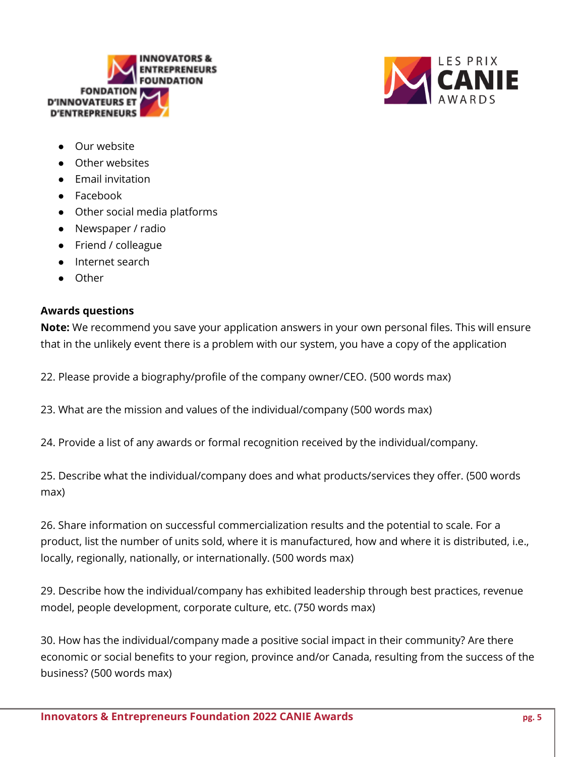- Our website
- Other websites
- Email invitation
- Facebook
- Other social media platforms
- Newspaper / radio
- Friend / colleague
- Internet search
- Other

**Awards questions**

**Note:** We recommend you save your application answers in your own personal files. This will ensure that in the unlikely event there is a problem with our system, you have a copy of the application

22. Please provide a biography/profile of the company owner/CEO. (500 words max)

23. What are the mission and values of the individual/company (500 words max)

24. Provide a list of any awards or formal recognition received by the individual/company.

25. Describe what the individual/company does and what products/services they offer. (500 words max)

26. Share information on successful commercialization results and the potential to scale. For a product, list the number of units sold, where it is manufactured, how and where it is distributed, i.e., locally, regionally, nationally, or internationally. (500 words max)

29. Describe how the individual/company has exhibited leadership through best practices, revenue model, people development, corporate culture, etc. (750 words max)

30. How has the individual/company made a positive social impact in their community? Are there economic or social benefits to your region, province and/or Canada, resulting from the success of the business? (500 words max)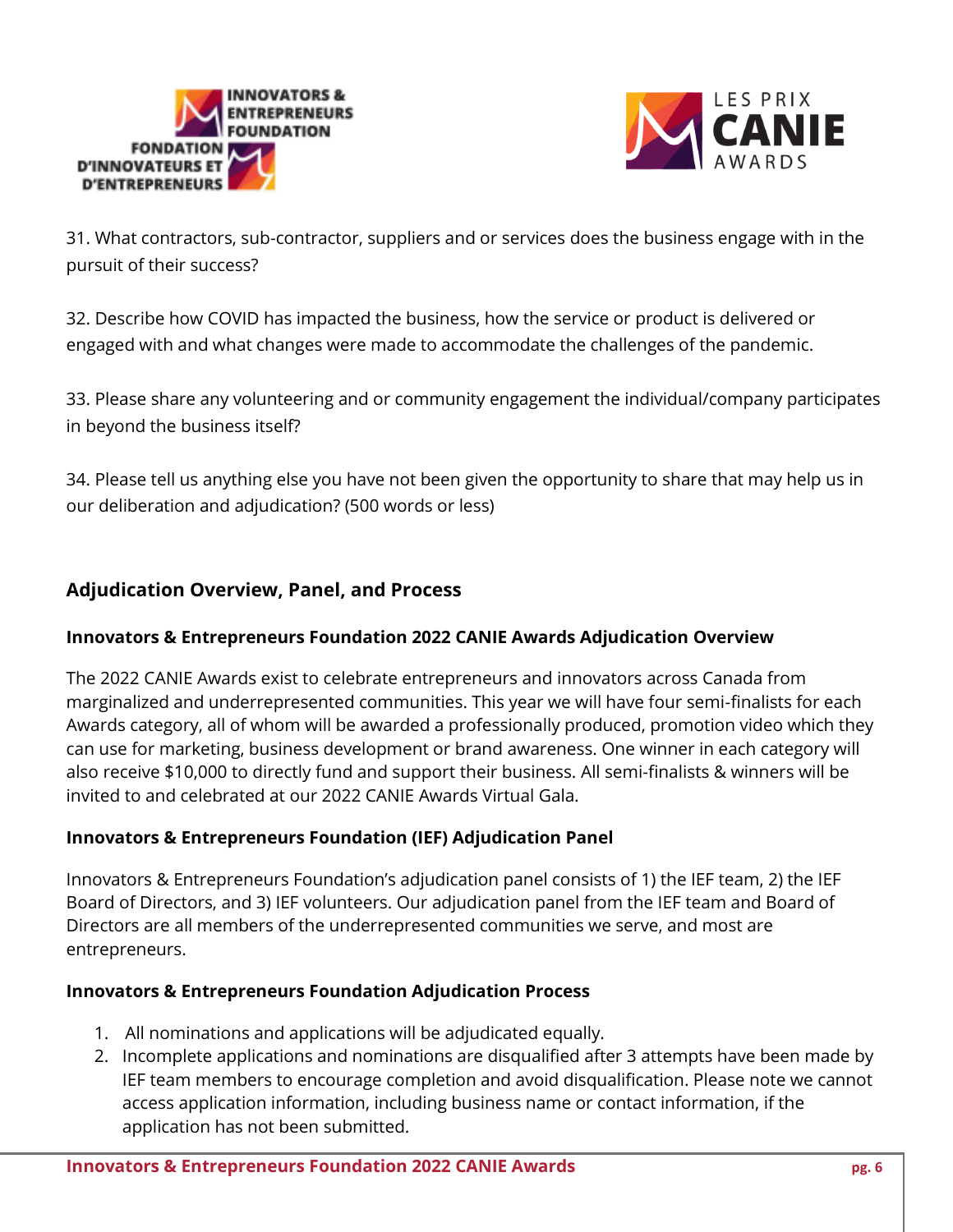31. What contractors, sub-contractor, suppliers and or services does the business engage with in the pursuit of their success?

32. Describe how COVID has impacted the business, how the service or product is delivered or engaged with and what changes were made to accommodate the challenges of the pandemic.

33. Please share any volunteering and or community engagement the individual/company participates in beyond the business itself?

34. Please tell us anything else you have not been given the opportunity to share that may help us in our deliberation and adjudication? (500 words or less)

## Adjudication Overview, Panel, and Process

### Innovators & Entrepreneurs Foundation 2022 CANIE Awards Adjudication Overview

The 2022 CANIE Awards exist to celebrate entrepreneurs and innovators across Canada from marginalized and underrepresented communities. This year we will have four semi-finalists for each Awards category, all of whom will be awarded a professionally produced, promotion video which they can use for marketing, business development or brand awareness. One winner in each category will also receive $10,000 to directly fund and support their business. All semi-finalists & winners will be invited to and celebrated at our 2022 CANIE Awards Virtual Gala.

### Innovators & Entrepreneurs Foundation (IEF) Adjudication Panel

Innovators & Entrepreneurs Foundation's adjudication panel consists of 1) the IEF team, 2) the IEF Board of Directors, and 3) IEF volunteers. Our adjudication panel from the IEF team and Board of Directors are all members of the underrepresented communities we serve, and most are entrepreneurs.

### Innovators & Entrepreneurs Foundation Adjudication Process

1. All nominations and applications will be adjudicated equally.
2. Incomplete applications and nominations are disqualified after 3 attempts have been made by IEF team members to encourage completion and avoid disqualification. Please note we cannot access application information, including business name or contact information, if the application has not been submitted.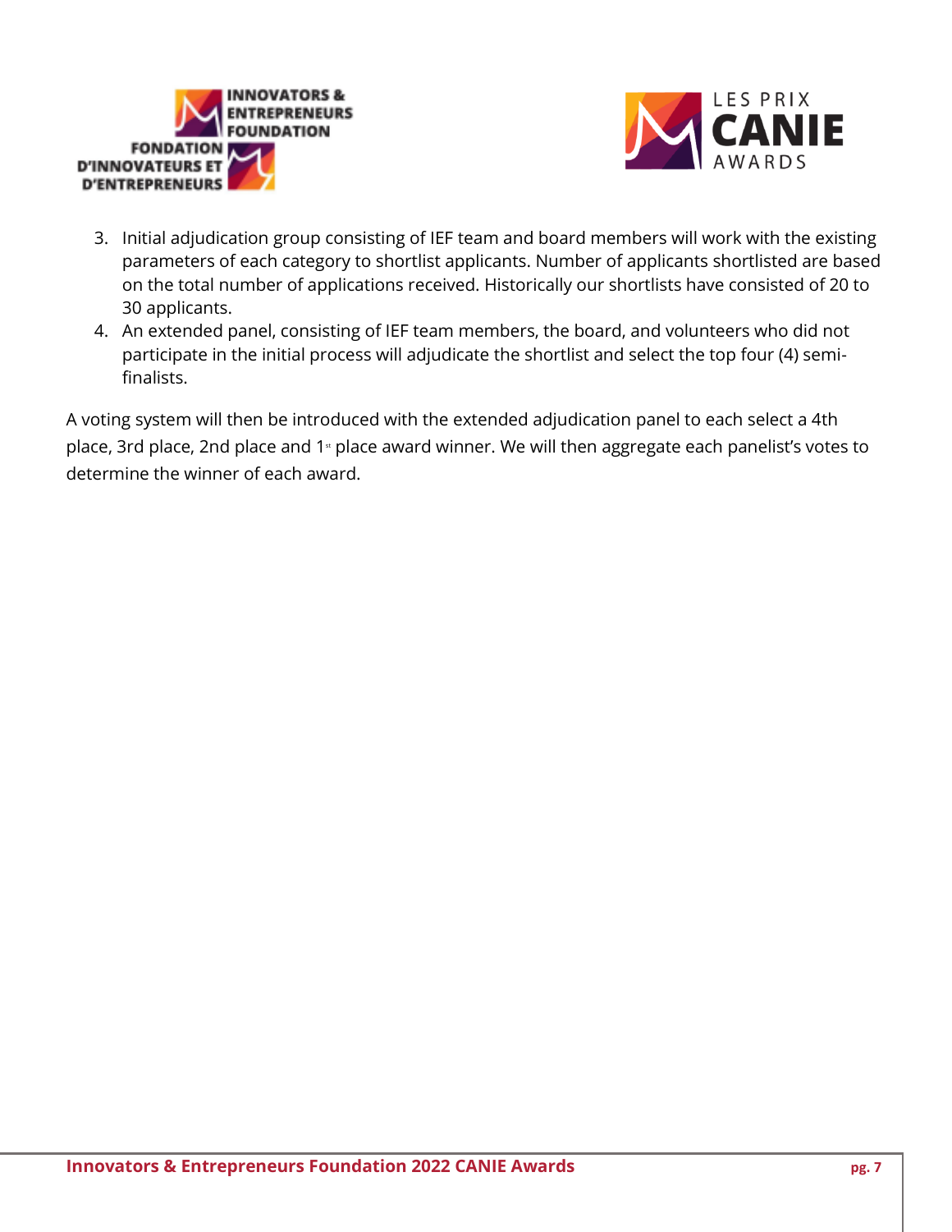3. Initial adjudication group consisting of IEF team and board members will work with the existing parameters of each category to shortlist applicants. Number of applicants shortlisted are based on the total number of applications received. Historically our shortlists have consisted of 20 to 30 applicants.
4. An extended panel, consisting of IEF team members, the board, and volunteers who did not participate in the initial process will adjudicate the shortlist and select the top four (4) semi-finalists.

A voting system will then be introduced with the extended adjudication panel to each select a 4th place, 3rd place, 2nd place and 1st place award winner. We will then aggregate each panelist's votes to determine the winner of each award.